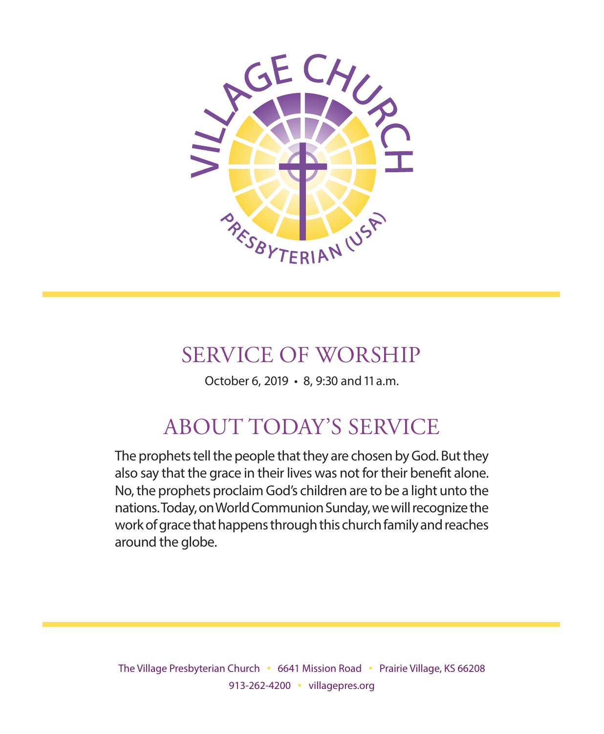VILLAGE CHURCH

PRESBYTERIAN (USA)

# SERVICE OF WORSHIP

October 6, 2019 • 8, 9:30 and 11 a.m.

## ABOUT TODAY'S SERVICE

The prophets tell the people that they are chosen by God. But they also say that the grace in their lives was not for their benefit alone. No, the prophets proclaim God's children are to be a light unto the nations. Today, on World Communion Sunday, we will recognize the work of grace that happens through this church family and reaches around the globe.

The Village Presbyterian Church • 6641 Mission Road • Prairie Village, KS 66208
913-262-4200 • villagepres.org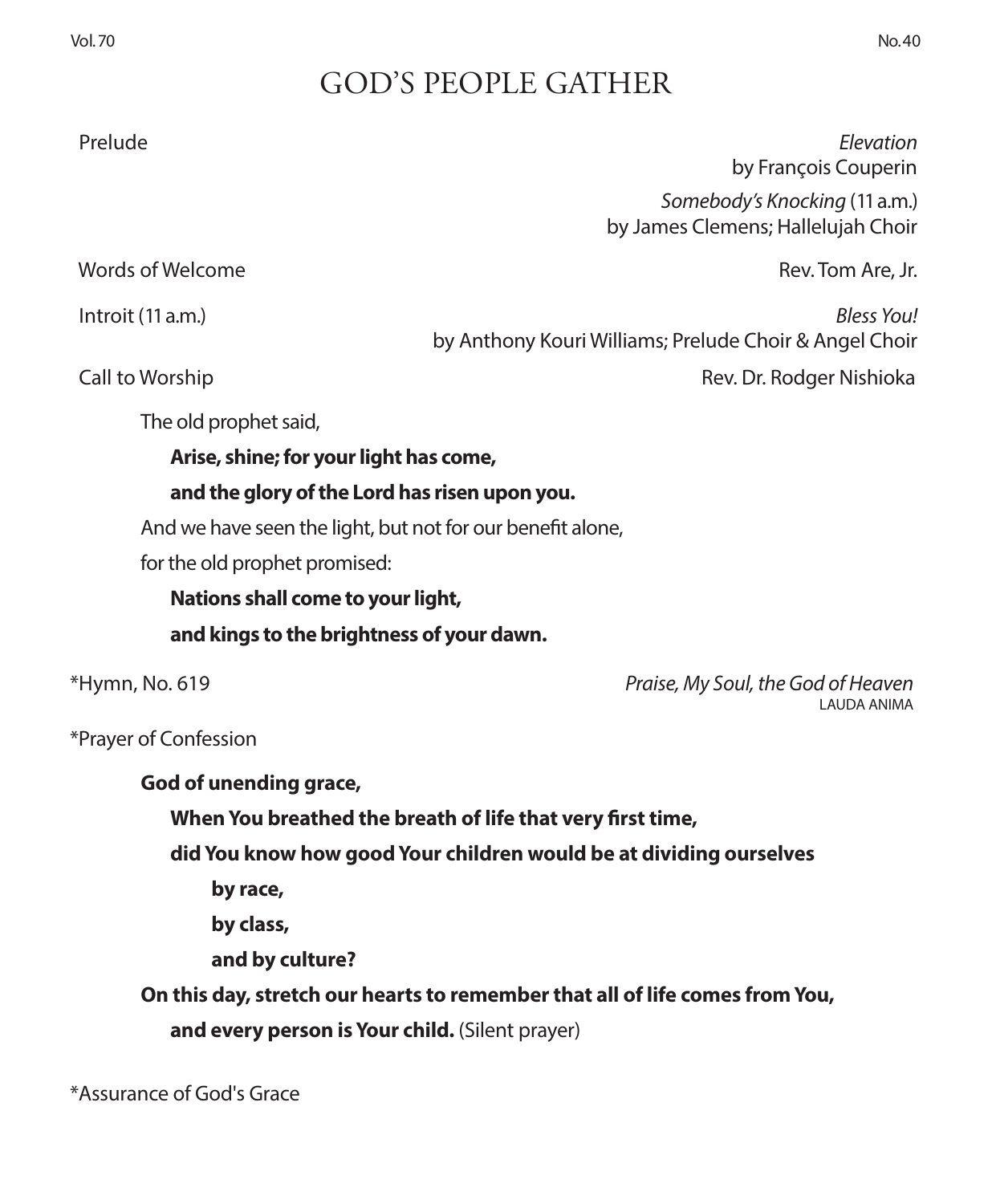# GOD'S PEOPLE GATHER

Prelude — *Elevation*
by François Couperin

*Somebody's Knocking* (11 a.m.)
by James Clemens; Hallelujah Choir

Words of Welcome — Rev. Tom Are, Jr.

Introit (11 a.m.) — *Bless You!*
by Anthony Kouri Williams; Prelude Choir & Angel Choir

Call to Worship — Rev. Dr. Rodger Nishioka

The old prophet said,

**Arise, shine; for your light has come,**

**and the glory of the Lord has risen upon you.**

And we have seen the light, but not for our benefit alone,

for the old prophet promised:

**Nations shall come to your light,**

**and kings to the brightness of your dawn.**

*Hymn, No. 619 — *Praise, My Soul, the God of Heaven*
LAUDA ANIMA

*Prayer of Confession

**God of unending grace,**

**When You breathed the breath of life that very first time,**

**did You know how good Your children would be at dividing ourselves**

**by race,**

**by class,**

**and by culture?**

**On this day, stretch our hearts to remember that all of life comes from You,**

**and every person is Your child.** (Silent prayer)

*Assurance of God's Grace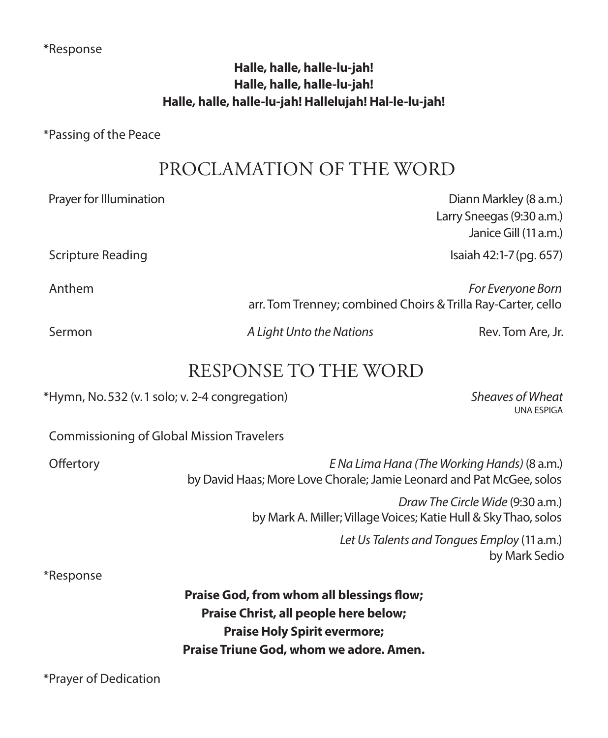*Response

**Halle, halle, halle-lu-jah!**
**Halle, halle, halle-lu-jah!**
**Halle, halle, halle-lu-jah! Hallelujah! Hal-le-lu-jah!**

*Passing of the Peace

## PROCLAMATION OF THE WORD

Prayer for Illumination — Diann Markley (8 a.m.)
Larry Sneegas (9:30 a.m.)
Janice Gill (11 a.m.)

Scripture Reading — Isaiah 42:1-7 (pg. 657)

Anthem — *For Everyone Born*
arr. Tom Trenney; combined Choirs & Trilla Ray-Carter, cello

Sermon — *A Light Unto the Nations* — Rev. Tom Are, Jr.

## RESPONSE TO THE WORD

*Hymn, No. 532 (v. 1 solo; v. 2-4 congregation) — *Sheaves of Wheat*
UNA ESPIGA

Commissioning of Global Mission Travelers

Offertory — *E Na Lima Hana (The Working Hands)* (8 a.m.)
by David Haas; More Love Chorale; Jamie Leonard and Pat McGee, solos

*Draw The Circle Wide* (9:30 a.m.)
by Mark A. Miller; Village Voices; Katie Hull & Sky Thao, solos

*Let Us Talents and Tongues Employ* (11 a.m.)
by Mark Sedio

*Response

**Praise God, from whom all blessings flow;**
**Praise Christ, all people here below;**
**Praise Holy Spirit evermore;**
**Praise Triune God, whom we adore. Amen.**

*Prayer of Dedication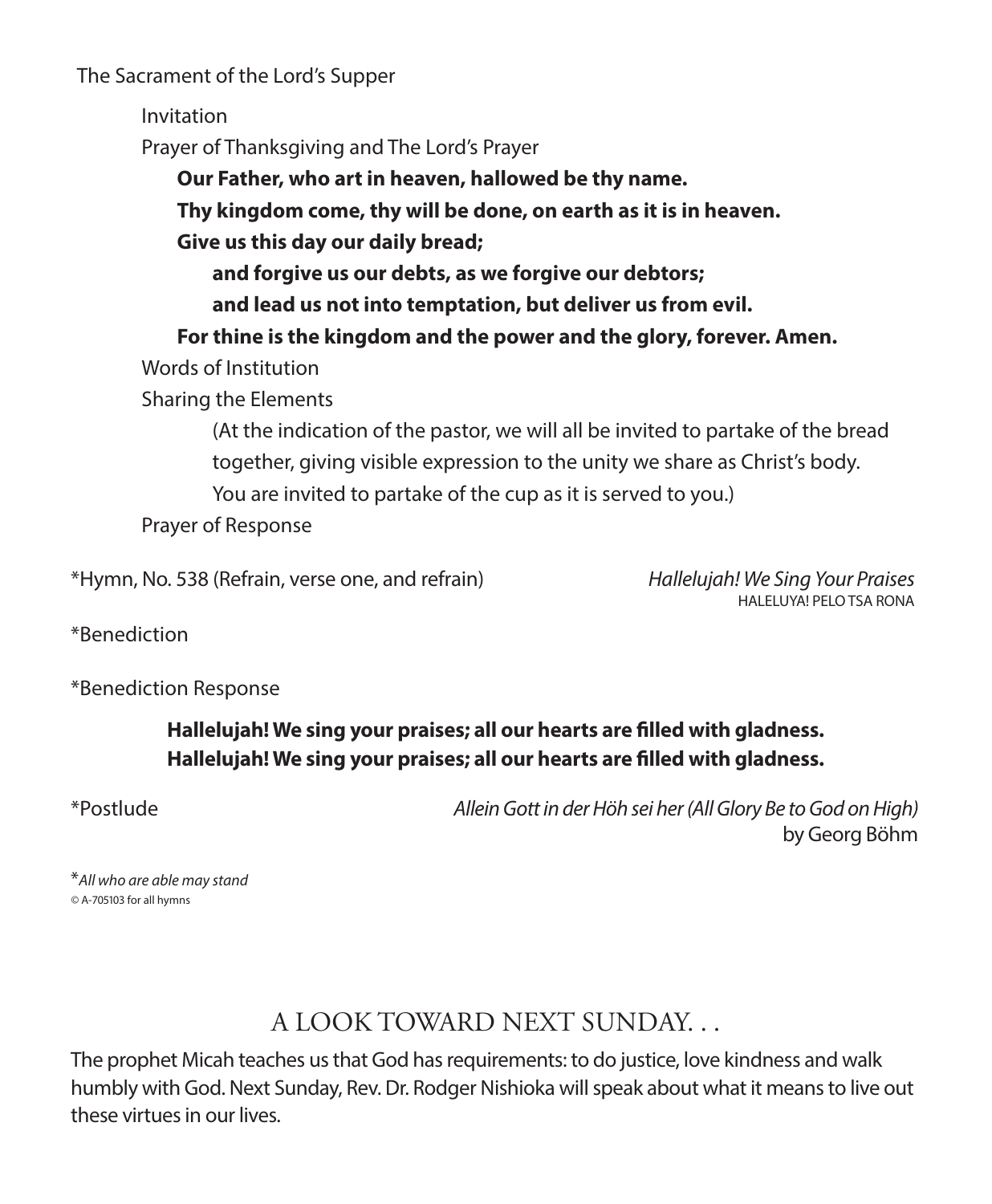The Sacrament of the Lord's Supper

Invitation

Prayer of Thanksgiving and The Lord's Prayer

**Our Father, who art in heaven, hallowed be thy name.**
**Thy kingdom come, thy will be done, on earth as it is in heaven.**
**Give us this day our daily bread;**
**and forgive us our debts, as we forgive our debtors;**
**and lead us not into temptation, but deliver us from evil.**
**For thine is the kingdom and the power and the glory, forever. Amen.**

Words of Institution

Sharing the Elements

(At the indication of the pastor, we will all be invited to partake of the bread together, giving visible expression to the unity we share as Christ's body. You are invited to partake of the cup as it is served to you.)

Prayer of Response

*Hymn, No. 538 (Refrain, verse one, and refrain) — *Hallelujah! We Sing Your Praises*
HALELUYA! PELO TSA RONA

*Benediction

*Benediction Response

**Hallelujah! We sing your praises; all our hearts are filled with gladness.**
**Hallelujah! We sing your praises; all our hearts are filled with gladness.**

*Postlude — *Allein Gott in der Höh sei her (All Glory Be to God on High)* by Georg Böhm

**All who are able may stand*
© A-705103 for all hymns

## A LOOK TOWARD NEXT SUNDAY. . .

The prophet Micah teaches us that God has requirements: to do justice, love kindness and walk humbly with God. Next Sunday, Rev. Dr. Rodger Nishioka will speak about what it means to live out these virtues in our lives.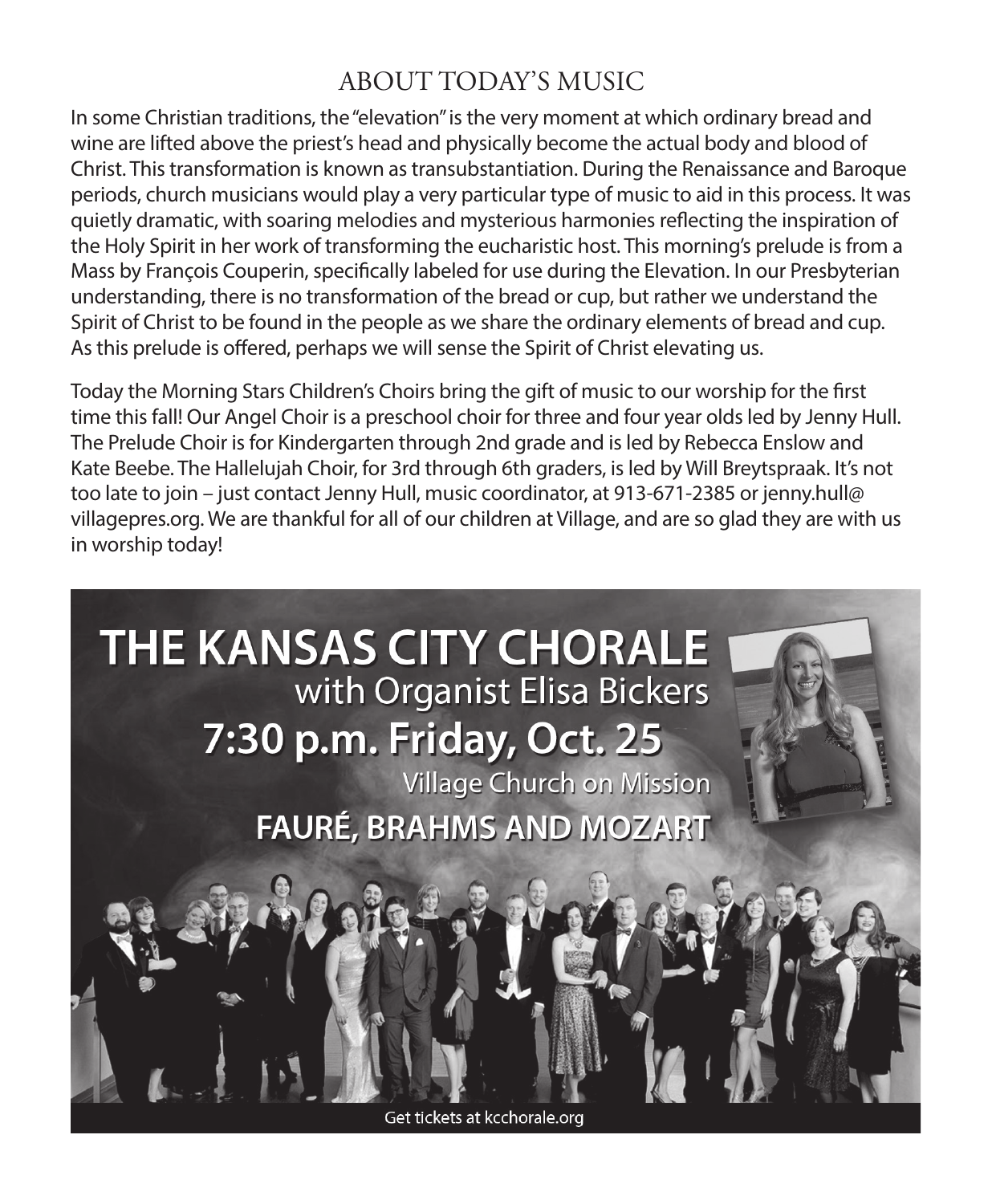## ABOUT TODAY'S MUSIC

In some Christian traditions, the "elevation" is the very moment at which ordinary bread and wine are lifted above the priest's head and physically become the actual body and blood of Christ. This transformation is known as transubstantiation. During the Renaissance and Baroque periods, church musicians would play a very particular type of music to aid in this process. It was quietly dramatic, with soaring melodies and mysterious harmonies reflecting the inspiration of the Holy Spirit in her work of transforming the eucharistic host. This morning's prelude is from a Mass by François Couperin, specifically labeled for use during the Elevation. In our Presbyterian understanding, there is no transformation of the bread or cup, but rather we understand the Spirit of Christ to be found in the people as we share the ordinary elements of bread and cup. As this prelude is offered, perhaps we will sense the Spirit of Christ elevating us.

Today the Morning Stars Children's Choirs bring the gift of music to our worship for the first time this fall! Our Angel Choir is a preschool choir for three and four year olds led by Jenny Hull. The Prelude Choir is for Kindergarten through 2nd grade and is led by Rebecca Enslow and Kate Beebe. The Hallelujah Choir, for 3rd through 6th graders, is led by Will Breytspraak. It's not too late to join – just contact Jenny Hull, music coordinator, at 913-671-2385 or jenny.hull@villagepres.org. We are thankful for all of our children at Village, and are so glad they are with us in worship today!

# THE KANSAS CITY CHORALE

with Organist Elisa Bickers

**7:30 p.m. Friday, Oct. 25**

Village Church on Mission

**FAURÉ, BRAHMS AND MOZART**

Get tickets at kcchorale.org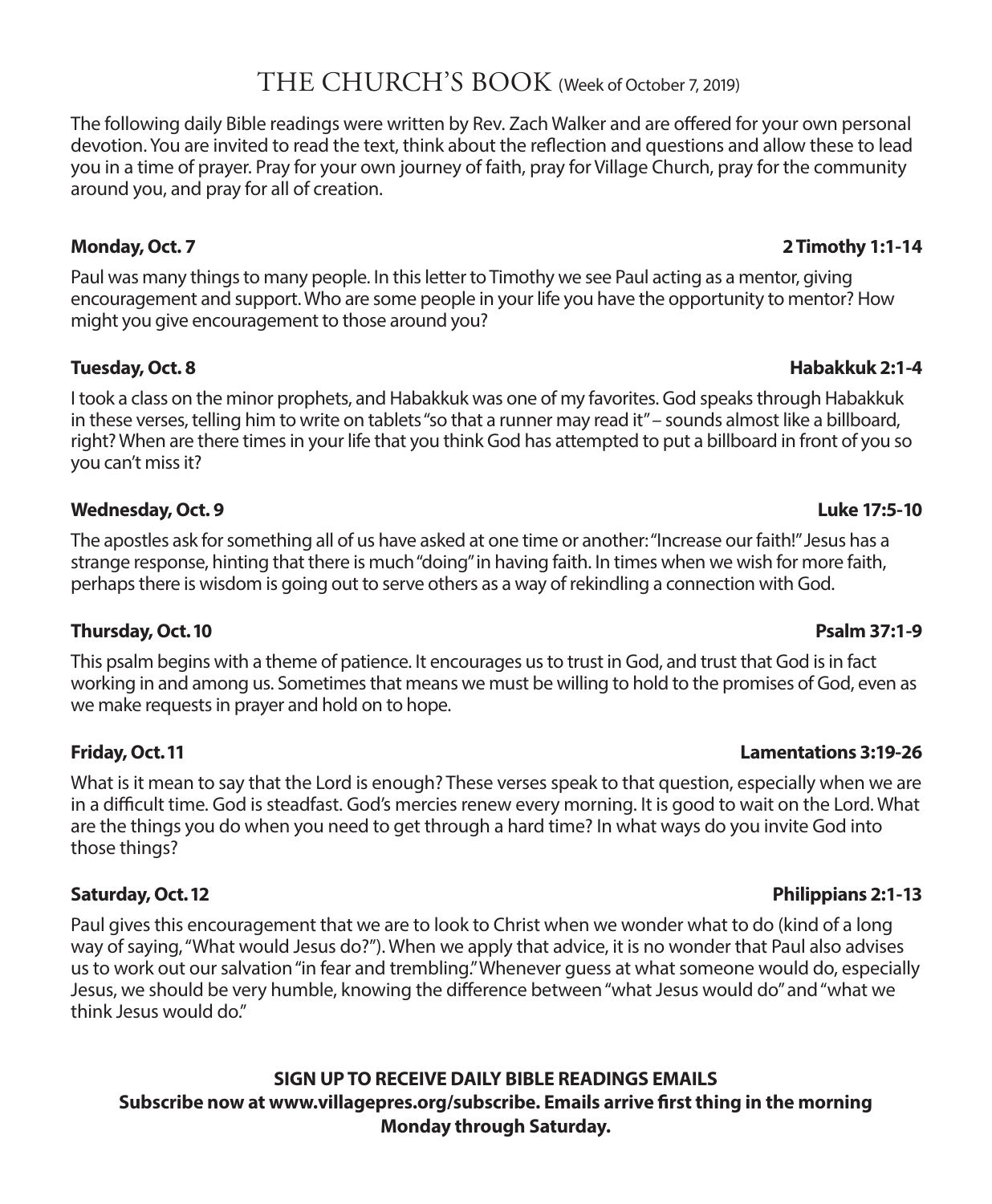# THE CHURCH'S BOOK (Week of October 7, 2019)

The following daily Bible readings were written by Rev. Zach Walker and are offered for your own personal devotion. You are invited to read the text, think about the reflection and questions and allow these to lead you in a time of prayer. Pray for your own journey of faith, pray for Village Church, pray for the community around you, and pray for all of creation.

**Monday, Oct. 7** **2 Timothy 1:1-14**

Paul was many things to many people. In this letter to Timothy we see Paul acting as a mentor, giving encouragement and support. Who are some people in your life you have the opportunity to mentor? How might you give encouragement to those around you?

**Tuesday, Oct. 8** **Habakkuk 2:1-4**

I took a class on the minor prophets, and Habakkuk was one of my favorites. God speaks through Habakkuk in these verses, telling him to write on tablets "so that a runner may read it" – sounds almost like a billboard, right? When are there times in your life that you think God has attempted to put a billboard in front of you so you can't miss it?

**Wednesday, Oct. 9** **Luke 17:5-10**

The apostles ask for something all of us have asked at one time or another: "Increase our faith!" Jesus has a strange response, hinting that there is much "doing" in having faith. In times when we wish for more faith, perhaps there is wisdom is going out to serve others as a way of rekindling a connection with God.

**Thursday, Oct. 10** **Psalm 37:1-9**

This psalm begins with a theme of patience. It encourages us to trust in God, and trust that God is in fact working in and among us. Sometimes that means we must be willing to hold to the promises of God, even as we make requests in prayer and hold on to hope.

**Friday, Oct. 11** **Lamentations 3:19-26**

What is it mean to say that the Lord is enough? These verses speak to that question, especially when we are in a difficult time. God is steadfast. God's mercies renew every morning. It is good to wait on the Lord. What are the things you do when you need to get through a hard time? In what ways do you invite God into those things?

**Saturday, Oct. 12** **Philippians 2:1-13**

Paul gives this encouragement that we are to look to Christ when we wonder what to do (kind of a long way of saying, "What would Jesus do?"). When we apply that advice, it is no wonder that Paul also advises us to work out our salvation "in fear and trembling." Whenever guess at what someone would do, especially Jesus, we should be very humble, knowing the difference between "what Jesus would do" and "what we think Jesus would do."

**SIGN UP TO RECEIVE DAILY BIBLE READINGS EMAILS**
**Subscribe now at www.villagepres.org/subscribe. Emails arrive first thing in the morning Monday through Saturday.**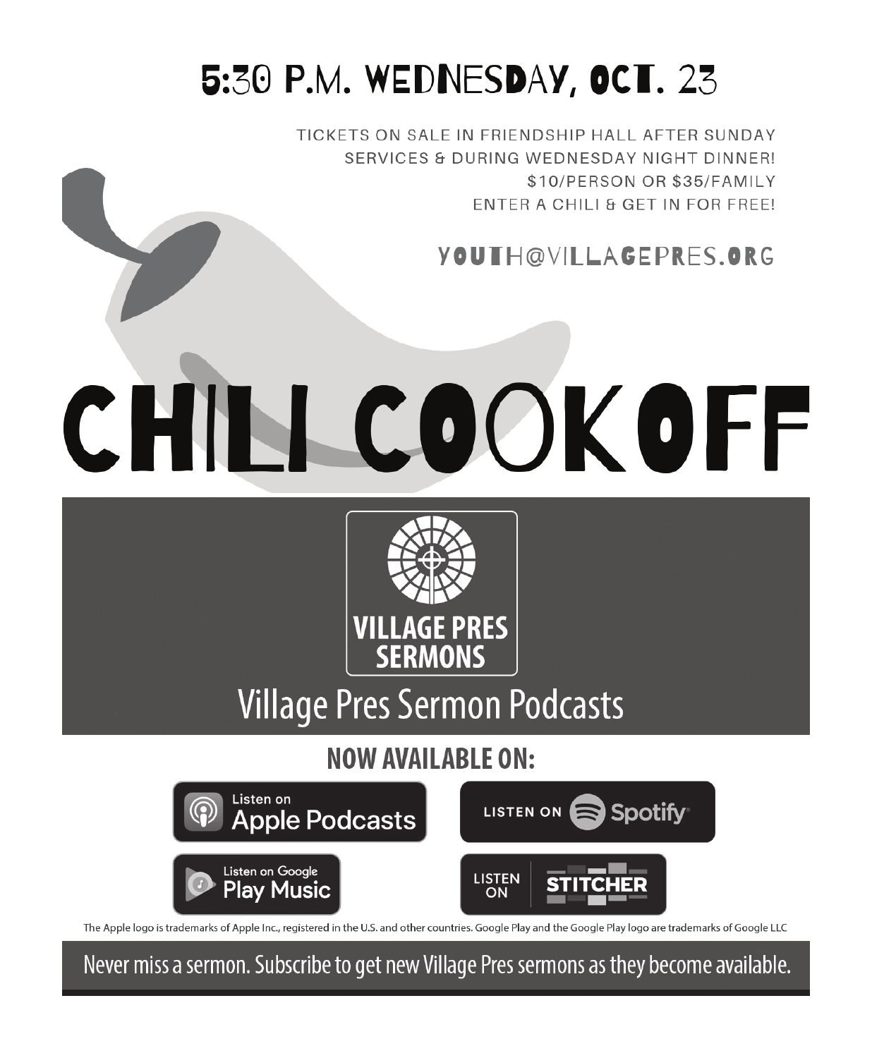# 5:30 P.M. WEDNESDAY, OCT. 23

TICKETS ON SALE IN FRIENDSHIP HALL AFTER SUNDAY SERVICES & DURING WEDNESDAY NIGHT DINNER!
$10/PERSON OR $35/FAMILY
ENTER A CHILI & GET IN FOR FREE!

YOUTH@VILLAGEPRES.ORG

# CHILI COOKOFF

VILLAGE PRES SERMONS

## Village Pres Sermon Podcasts

**NOW AVAILABLE ON:**

Listen on Apple Podcasts

LISTEN ON Spotify

Listen on Google Play Music

LISTEN ON STITCHER

The Apple logo is trademarks of Apple Inc., registered in the U.S. and other countries. Google Play and the Google Play logo are trademarks of Google LLC

Never miss a sermon. Subscribe to get new Village Pres sermons as they become available.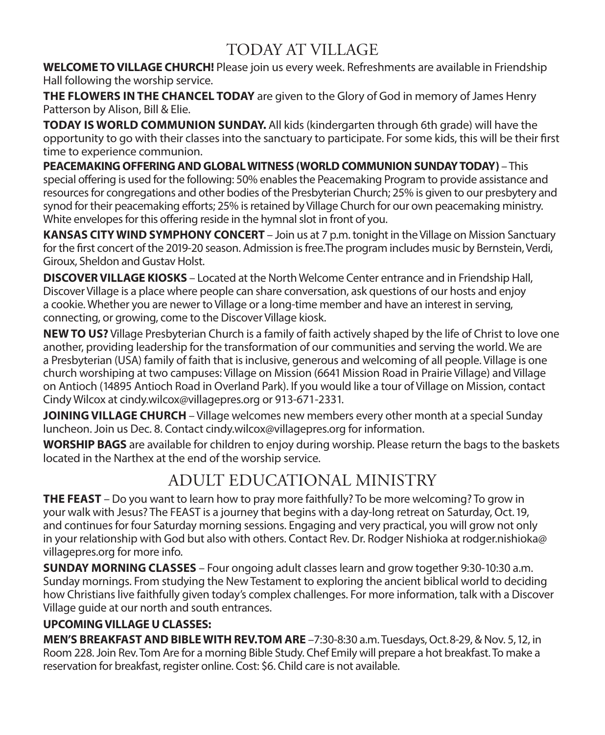## TODAY AT VILLAGE

**WELCOME TO VILLAGE CHURCH!** Please join us every week. Refreshments are available in Friendship Hall following the worship service.

**THE FLOWERS IN THE CHANCEL TODAY** are given to the Glory of God in memory of James Henry Patterson by Alison, Bill & Elie.

**TODAY IS WORLD COMMUNION SUNDAY.** All kids (kindergarten through 6th grade) will have the opportunity to go with their classes into the sanctuary to participate. For some kids, this will be their first time to experience communion.

**PEACEMAKING OFFERING AND GLOBAL WITNESS (WORLD COMMUNION SUNDAY TODAY)** – This special offering is used for the following: 50% enables the Peacemaking Program to provide assistance and resources for congregations and other bodies of the Presbyterian Church; 25% is given to our presbytery and synod for their peacemaking efforts; 25% is retained by Village Church for our own peacemaking ministry. White envelopes for this offering reside in the hymnal slot in front of you.

**KANSAS CITY WIND SYMPHONY CONCERT** – Join us at 7 p.m. tonight in the Village on Mission Sanctuary for the first concert of the 2019-20 season. Admission is free.The program includes music by Bernstein, Verdi, Giroux, Sheldon and Gustav Holst.

**DISCOVER VILLAGE KIOSKS** – Located at the North Welcome Center entrance and in Friendship Hall, Discover Village is a place where people can share conversation, ask questions of our hosts and enjoy a cookie. Whether you are newer to Village or a long-time member and have an interest in serving, connecting, or growing, come to the Discover Village kiosk.

**NEW TO US?** Village Presbyterian Church is a family of faith actively shaped by the life of Christ to love one another, providing leadership for the transformation of our communities and serving the world. We are a Presbyterian (USA) family of faith that is inclusive, generous and welcoming of all people. Village is one church worshiping at two campuses: Village on Mission (6641 Mission Road in Prairie Village) and Village on Antioch (14895 Antioch Road in Overland Park). If you would like a tour of Village on Mission, contact Cindy Wilcox at cindy.wilcox@villagepres.org or 913-671-2331.

**JOINING VILLAGE CHURCH** – Village welcomes new members every other month at a special Sunday luncheon. Join us Dec. 8. Contact cindy.wilcox@villagepres.org for information.

**WORSHIP BAGS** are available for children to enjoy during worship. Please return the bags to the baskets located in the Narthex at the end of the worship service.

## ADULT EDUCATIONAL MINISTRY

**THE FEAST** – Do you want to learn how to pray more faithfully? To be more welcoming? To grow in your walk with Jesus? The FEAST is a journey that begins with a day-long retreat on Saturday, Oct. 19, and continues for four Saturday morning sessions. Engaging and very practical, you will grow not only in your relationship with God but also with others. Contact Rev. Dr. Rodger Nishioka at rodger.nishioka@villagepres.org for more info.

**SUNDAY MORNING CLASSES** – Four ongoing adult classes learn and grow together 9:30-10:30 a.m. Sunday mornings. From studying the New Testament to exploring the ancient biblical world to deciding how Christians live faithfully given today's complex challenges. For more information, talk with a Discover Village guide at our north and south entrances.

**UPCOMING VILLAGE U CLASSES:**

**MEN'S BREAKFAST AND BIBLE WITH REV.TOM ARE** –7:30-8:30 a.m. Tuesdays, Oct. 8-29, & Nov. 5, 12, in Room 228. Join Rev. Tom Are for a morning Bible Study. Chef Emily will prepare a hot breakfast. To make a reservation for breakfast, register online. Cost: $6. Child care is not available.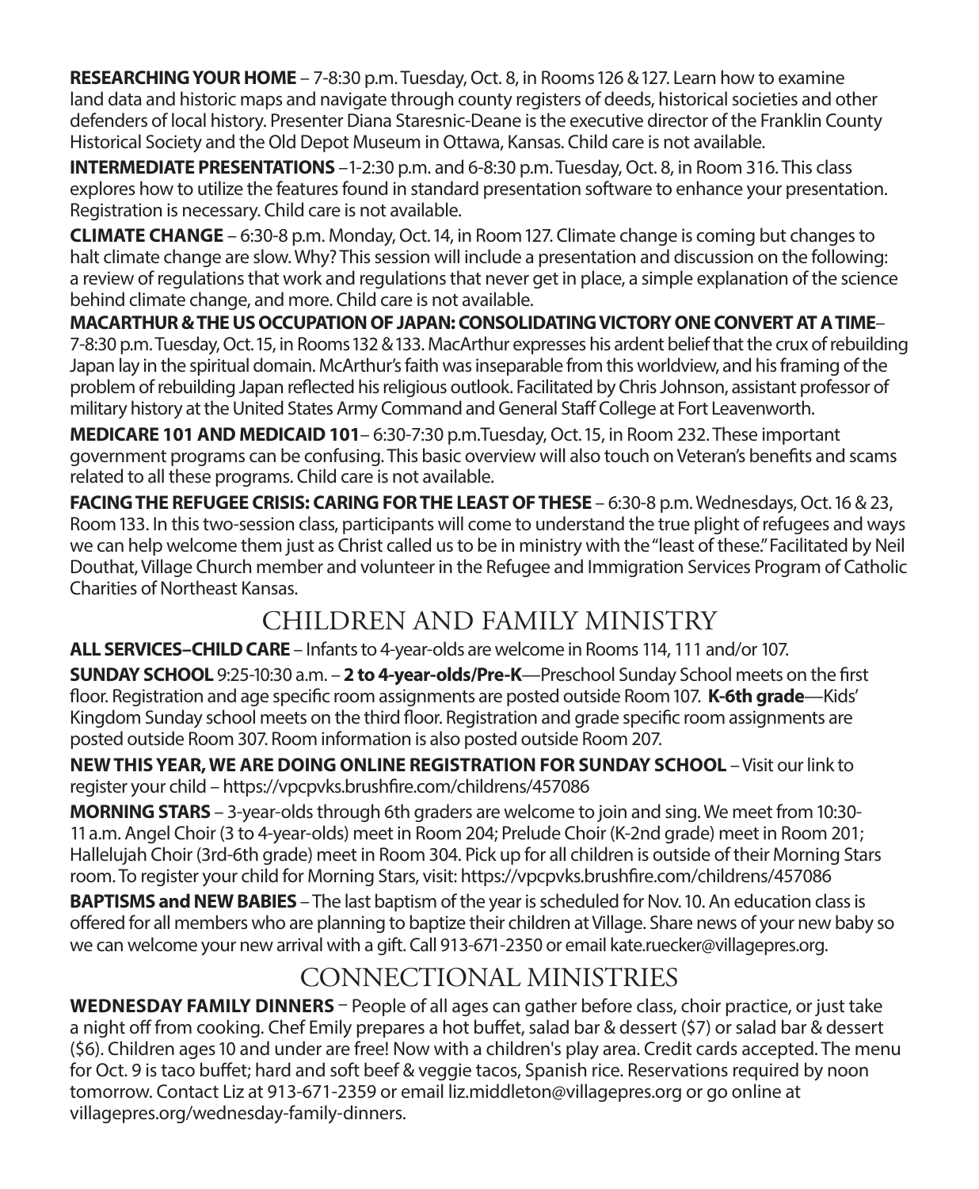**RESEARCHING YOUR HOME** – 7-8:30 p.m. Tuesday, Oct. 8, in Rooms 126 & 127. Learn how to examine land data and historic maps and navigate through county registers of deeds, historical societies and other defenders of local history. Presenter Diana Staresnic-Deane is the executive director of the Franklin County Historical Society and the Old Depot Museum in Ottawa, Kansas. Child care is not available.

**INTERMEDIATE PRESENTATIONS** –1-2:30 p.m. and 6-8:30 p.m. Tuesday, Oct. 8, in Room 316. This class explores how to utilize the features found in standard presentation software to enhance your presentation. Registration is necessary. Child care is not available.

**CLIMATE CHANGE** – 6:30-8 p.m. Monday, Oct. 14, in Room 127. Climate change is coming but changes to halt climate change are slow. Why? This session will include a presentation and discussion on the following: a review of regulations that work and regulations that never get in place, a simple explanation of the science behind climate change, and more. Child care is not available.

**MACARTHUR & THE US OCCUPATION OF JAPAN: CONSOLIDATING VICTORY ONE CONVERT AT A TIME**– 7-8:30 p.m. Tuesday, Oct. 15, in Rooms 132 & 133. MacArthur expresses his ardent belief that the crux of rebuilding Japan lay in the spiritual domain. McArthur's faith was inseparable from this worldview, and his framing of the problem of rebuilding Japan reflected his religious outlook. Facilitated by Chris Johnson, assistant professor of military history at the United States Army Command and General Staff College at Fort Leavenworth.

**MEDICARE 101 AND MEDICAID 101**– 6:30-7:30 p.m.Tuesday, Oct. 15, in Room 232. These important government programs can be confusing. This basic overview will also touch on Veteran's benefits and scams related to all these programs. Child care is not available.

**FACING THE REFUGEE CRISIS: CARING FOR THE LEAST OF THESE** – 6:30-8 p.m. Wednesdays, Oct. 16 & 23, Room 133. In this two-session class, participants will come to understand the true plight of refugees and ways we can help welcome them just as Christ called us to be in ministry with the "least of these." Facilitated by Neil Douthat, Village Church member and volunteer in the Refugee and Immigration Services Program of Catholic Charities of Northeast Kansas.

## CHILDREN AND FAMILY MINISTRY

**ALL SERVICES–CHILD CARE** – Infants to 4-year-olds are welcome in Rooms 114, 111 and/or 107.

**SUNDAY SCHOOL** 9:25-10:30 a.m. – **2 to 4-year-olds/Pre-K**—Preschool Sunday School meets on the first floor. Registration and age specific room assignments are posted outside Room 107. **K-6th grade**—Kids' Kingdom Sunday school meets on the third floor. Registration and grade specific room assignments are posted outside Room 307. Room information is also posted outside Room 207.

**NEW THIS YEAR, WE ARE DOING ONLINE REGISTRATION FOR SUNDAY SCHOOL** – Visit our link to register your child – https://vpcpvks.brushfire.com/childrens/457086

**MORNING STARS** – 3-year-olds through 6th graders are welcome to join and sing. We meet from 10:30-11 a.m. Angel Choir (3 to 4-year-olds) meet in Room 204; Prelude Choir (K-2nd grade) meet in Room 201; Hallelujah Choir (3rd-6th grade) meet in Room 304. Pick up for all children is outside of their Morning Stars room. To register your child for Morning Stars, visit: https://vpcpvks.brushfire.com/childrens/457086

**BAPTISMS and NEW BABIES** – The last baptism of the year is scheduled for Nov. 10. An education class is offered for all members who are planning to baptize their children at Village. Share news of your new baby so we can welcome your new arrival with a gift. Call 913-671-2350 or email kate.ruecker@villagepres.org.

## CONNECTIONAL MINISTRIES

**WEDNESDAY FAMILY DINNERS** – People of all ages can gather before class, choir practice, or just take a night off from cooking. Chef Emily prepares a hot buffet, salad bar & dessert ($7) or salad bar & dessert ($6). Children ages 10 and under are free! Now with a children's play area. Credit cards accepted. The menu for Oct. 9 is taco buffet; hard and soft beef & veggie tacos, Spanish rice. Reservations required by noon tomorrow. Contact Liz at 913-671-2359 or email liz.middleton@villagepres.org or go online at villagepres.org/wednesday-family-dinners.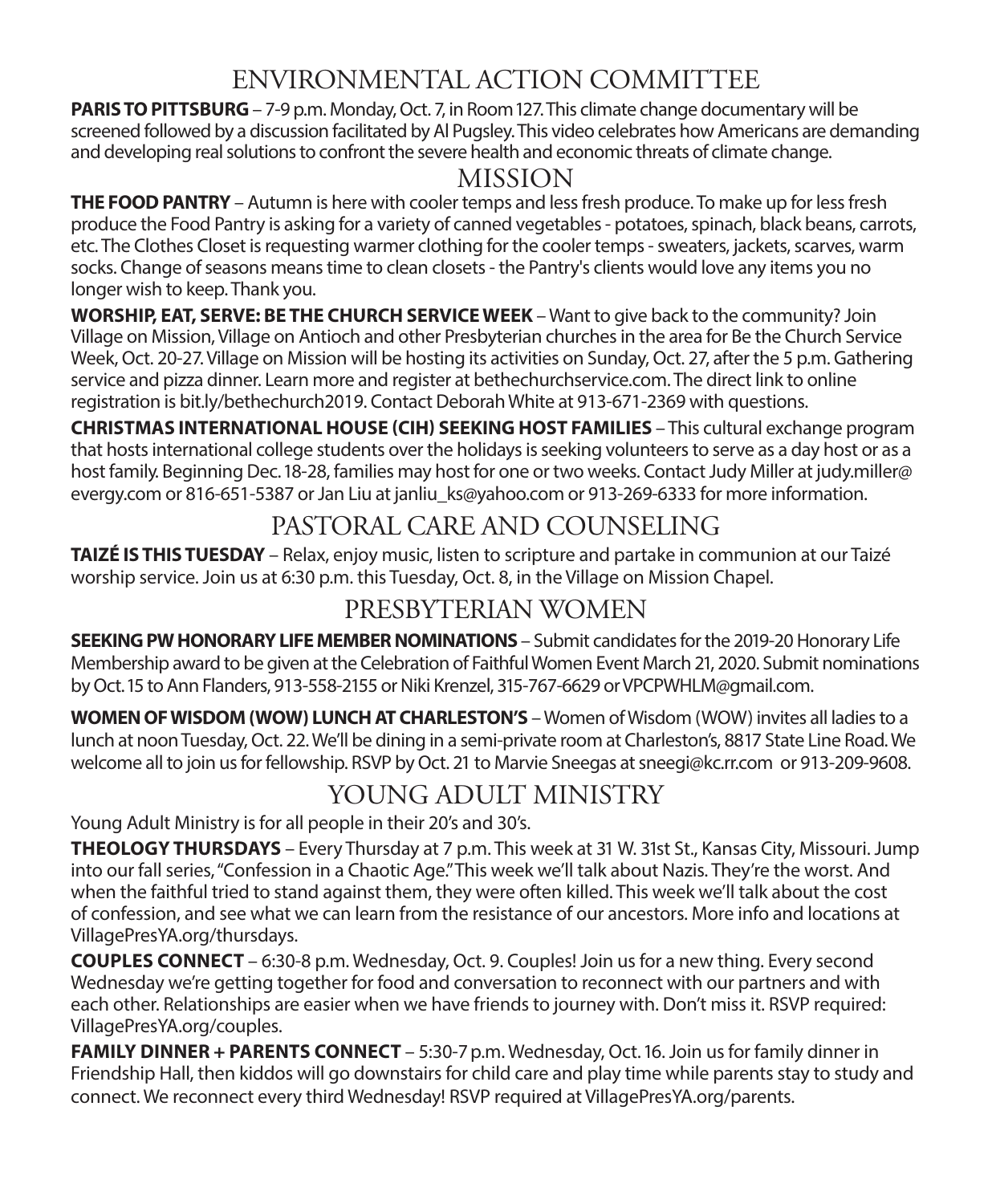## ENVIRONMENTAL ACTION COMMITTEE

**PARIS TO PITTSBURG** – 7-9 p.m. Monday, Oct. 7, in Room 127. This climate change documentary will be screened followed by a discussion facilitated by Al Pugsley. This video celebrates how Americans are demanding and developing real solutions to confront the severe health and economic threats of climate change.

## MISSION

**THE FOOD PANTRY** – Autumn is here with cooler temps and less fresh produce. To make up for less fresh produce the Food Pantry is asking for a variety of canned vegetables - potatoes, spinach, black beans, carrots, etc. The Clothes Closet is requesting warmer clothing for the cooler temps - sweaters, jackets, scarves, warm socks. Change of seasons means time to clean closets - the Pantry's clients would love any items you no longer wish to keep. Thank you.

**WORSHIP, EAT, SERVE: BE THE CHURCH SERVICE WEEK** – Want to give back to the community? Join Village on Mission, Village on Antioch and other Presbyterian churches in the area for Be the Church Service Week, Oct. 20-27. Village on Mission will be hosting its activities on Sunday, Oct. 27, after the 5 p.m. Gathering service and pizza dinner. Learn more and register at bethechurchservice.com. The direct link to online registration is bit.ly/bethechurch2019. Contact Deborah White at 913-671-2369 with questions.

**CHRISTMAS INTERNATIONAL HOUSE (CIH) SEEKING HOST FAMILIES** – This cultural exchange program that hosts international college students over the holidays is seeking volunteers to serve as a day host or as a host family. Beginning Dec. 18-28, families may host for one or two weeks. Contact Judy Miller at judy.miller@evergy.com or 816-651-5387 or Jan Liu at janliu_ks@yahoo.com or 913-269-6333 for more information.

## PASTORAL CARE AND COUNSELING

**TAIZÉ IS THIS TUESDAY** – Relax, enjoy music, listen to scripture and partake in communion at our Taizé worship service. Join us at 6:30 p.m. this Tuesday, Oct. 8, in the Village on Mission Chapel.

## PRESBYTERIAN WOMEN

**SEEKING PW HONORARY LIFE MEMBER NOMINATIONS** – Submit candidates for the 2019-20 Honorary Life Membership award to be given at the Celebration of Faithful Women Event March 21, 2020. Submit nominations by Oct. 15 to Ann Flanders, 913-558-2155 or Niki Krenzel, 315-767-6629 or VPCPWHLM@gmail.com.

**WOMEN OF WISDOM (WOW) LUNCH AT CHARLESTON'S** – Women of Wisdom (WOW) invites all ladies to a lunch at noon Tuesday, Oct. 22. We'll be dining in a semi-private room at Charleston's, 8817 State Line Road. We welcome all to join us for fellowship. RSVP by Oct. 21 to Marvie Sneegas at sneegi@kc.rr.com or 913-209-9608.

## YOUNG ADULT MINISTRY

Young Adult Ministry is for all people in their 20's and 30's.

**THEOLOGY THURSDAYS** – Every Thursday at 7 p.m. This week at 31 W. 31st St., Kansas City, Missouri. Jump into our fall series, "Confession in a Chaotic Age." This week we'll talk about Nazis. They're the worst. And when the faithful tried to stand against them, they were often killed. This week we'll talk about the cost of confession, and see what we can learn from the resistance of our ancestors. More info and locations at VillagePresYA.org/thursdays.

**COUPLES CONNECT** – 6:30-8 p.m. Wednesday, Oct. 9. Couples! Join us for a new thing. Every second Wednesday we're getting together for food and conversation to reconnect with our partners and with each other. Relationships are easier when we have friends to journey with. Don't miss it. RSVP required: VillagePresYA.org/couples.

**FAMILY DINNER + PARENTS CONNECT** – 5:30-7 p.m. Wednesday, Oct. 16. Join us for family dinner in Friendship Hall, then kiddos will go downstairs for child care and play time while parents stay to study and connect. We reconnect every third Wednesday! RSVP required at VillagePresYA.org/parents.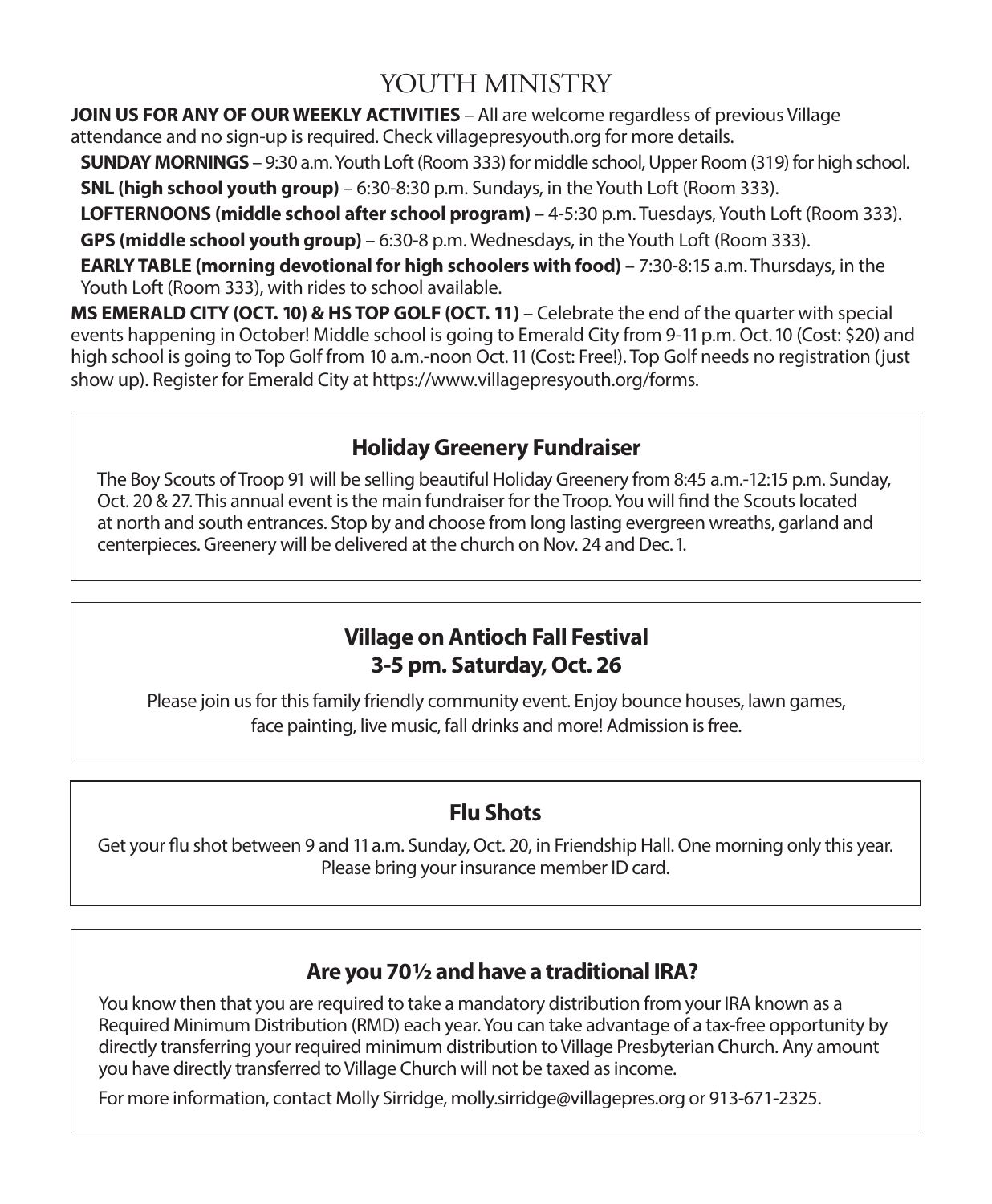# YOUTH MINISTRY

**JOIN US FOR ANY OF OUR WEEKLY ACTIVITIES** – All are welcome regardless of previous Village attendance and no sign-up is required. Check villagepresyouth.org for more details.

- **SUNDAY MORNINGS** – 9:30 a.m. Youth Loft (Room 333) for middle school, Upper Room (319) for high school.
- **SNL (high school youth group)** – 6:30-8:30 p.m. Sundays, in the Youth Loft (Room 333).
- **LOFTERNOONS (middle school after school program)** – 4-5:30 p.m. Tuesdays, Youth Loft (Room 333).
- **GPS (middle school youth group)** – 6:30-8 p.m. Wednesdays, in the Youth Loft (Room 333).
- **EARLY TABLE (morning devotional for high schoolers with food)** – 7:30-8:15 a.m. Thursdays, in the Youth Loft (Room 333), with rides to school available.

**MS EMERALD CITY (OCT. 10) & HS TOP GOLF (OCT. 11)** – Celebrate the end of the quarter with special events happening in October! Middle school is going to Emerald City from 9-11 p.m. Oct. 10 (Cost: $20) and high school is going to Top Golf from 10 a.m.-noon Oct. 11 (Cost: Free!). Top Golf needs no registration (just show up). Register for Emerald City at https://www.villagepresyouth.org/forms.

## Holiday Greenery Fundraiser

The Boy Scouts of Troop 91 will be selling beautiful Holiday Greenery from 8:45 a.m.-12:15 p.m. Sunday, Oct. 20 & 27. This annual event is the main fundraiser for the Troop. You will find the Scouts located at north and south entrances. Stop by and choose from long lasting evergreen wreaths, garland and centerpieces. Greenery will be delivered at the church on Nov. 24 and Dec. 1.

## Village on Antioch Fall Festival
## 3-5 pm. Saturday, Oct. 26

Please join us for this family friendly community event. Enjoy bounce houses, lawn games, face painting, live music, fall drinks and more! Admission is free.

## Flu Shots

Get your flu shot between 9 and 11 a.m. Sunday, Oct. 20, in Friendship Hall. One morning only this year. Please bring your insurance member ID card.

## Are you 70½ and have a traditional IRA?

You know then that you are required to take a mandatory distribution from your IRA known as a Required Minimum Distribution (RMD) each year. You can take advantage of a tax-free opportunity by directly transferring your required minimum distribution to Village Presbyterian Church. Any amount you have directly transferred to Village Church will not be taxed as income.

For more information, contact Molly Sirridge, molly.sirridge@villagepres.org or 913-671-2325.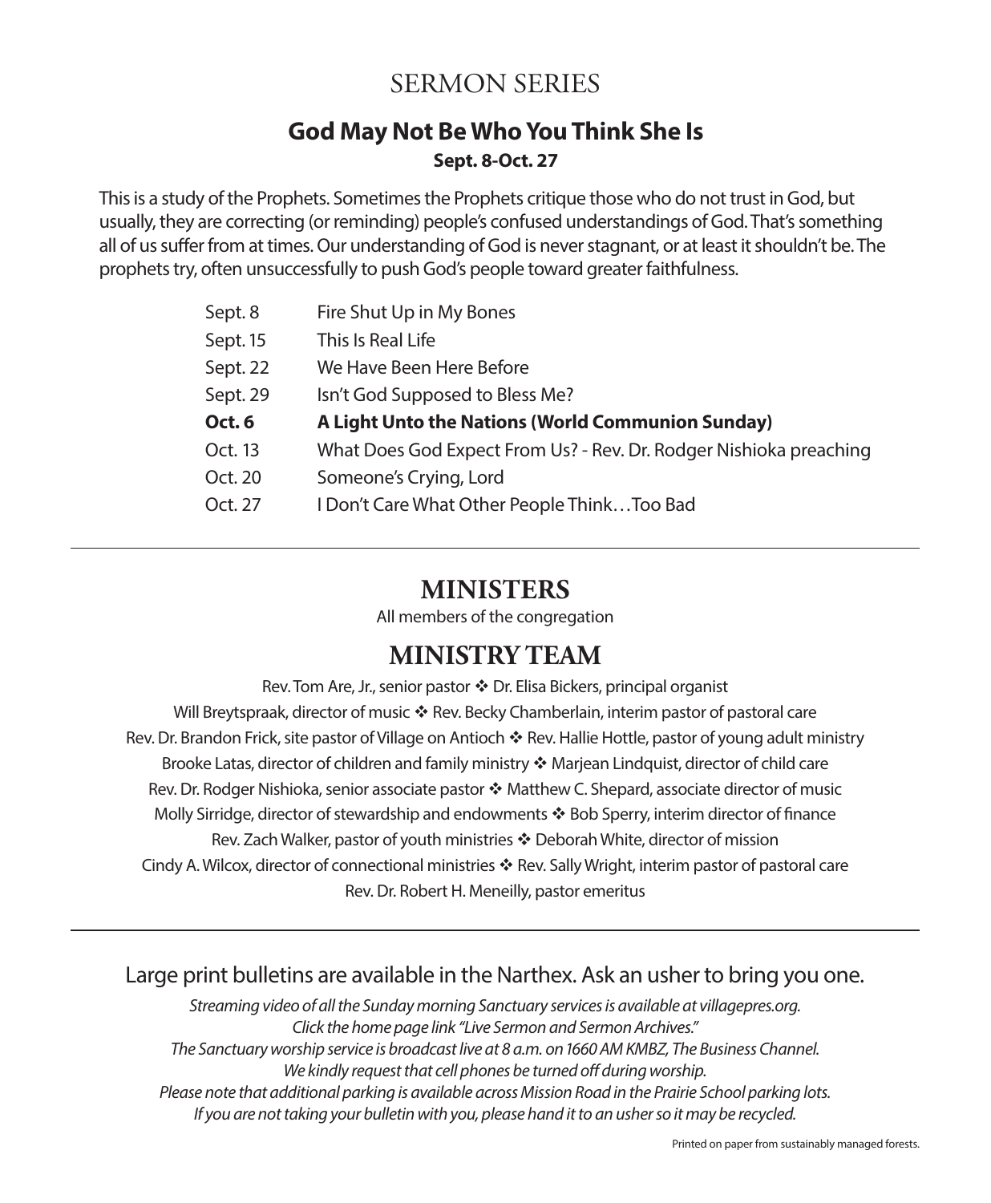# SERMON SERIES

## God May Not Be Who You Think She Is

**Sept. 8-Oct. 27**

This is a study of the Prophets. Sometimes the Prophets critique those who do not trust in God, but usually, they are correcting (or reminding) people's confused understandings of God. That's something all of us suffer from at times. Our understanding of God is never stagnant, or at least it shouldn't be. The prophets try, often unsuccessfully to push God's people toward greater faithfulness.

| | |
|---|---|
| Sept. 8 | Fire Shut Up in My Bones |
| Sept. 15 | This Is Real Life |
| Sept. 22 | We Have Been Here Before |
| Sept. 29 | Isn't God Supposed to Bless Me? |
| **Oct. 6** | **A Light Unto the Nations (World Communion Sunday)** |
| Oct. 13 | What Does God Expect From Us? - Rev. Dr. Rodger Nishioka preaching |
| Oct. 20 | Someone's Crying, Lord |
| Oct. 27 | I Don't Care What Other People Think…Too Bad |

---

# MINISTERS

All members of the congregation

# MINISTRY TEAM

Rev. Tom Are, Jr., senior pastor ❖ Dr. Elisa Bickers, principal organist
Will Breytspraak, director of music ❖ Rev. Becky Chamberlain, interim pastor of pastoral care
Rev. Dr. Brandon Frick, site pastor of Village on Antioch ❖ Rev. Hallie Hottle, pastor of young adult ministry
Brooke Latas, director of children and family ministry ❖ Marjean Lindquist, director of child care
Rev. Dr. Rodger Nishioka, senior associate pastor ❖ Matthew C. Shepard, associate director of music
Molly Sirridge, director of stewardship and endowments ❖ Bob Sperry, interim director of finance
Rev. Zach Walker, pastor of youth ministries ❖ Deborah White, director of mission
Cindy A. Wilcox, director of connectional ministries ❖ Rev. Sally Wright, interim pastor of pastoral care
Rev. Dr. Robert H. Meneilly, pastor emeritus

---

Large print bulletins are available in the Narthex. Ask an usher to bring you one.

*Streaming video of all the Sunday morning Sanctuary services is available at villagepres.org.*
*Click the home page link "Live Sermon and Sermon Archives."*
*The Sanctuary worship service is broadcast live at 8 a.m. on 1660 AM KMBZ, The Business Channel.*
*We kindly request that cell phones be turned off during worship.*
*Please note that additional parking is available across Mission Road in the Prairie School parking lots.*
*If you are not taking your bulletin with you, please hand it to an usher so it may be recycled.*

Printed on paper from sustainably managed forests.